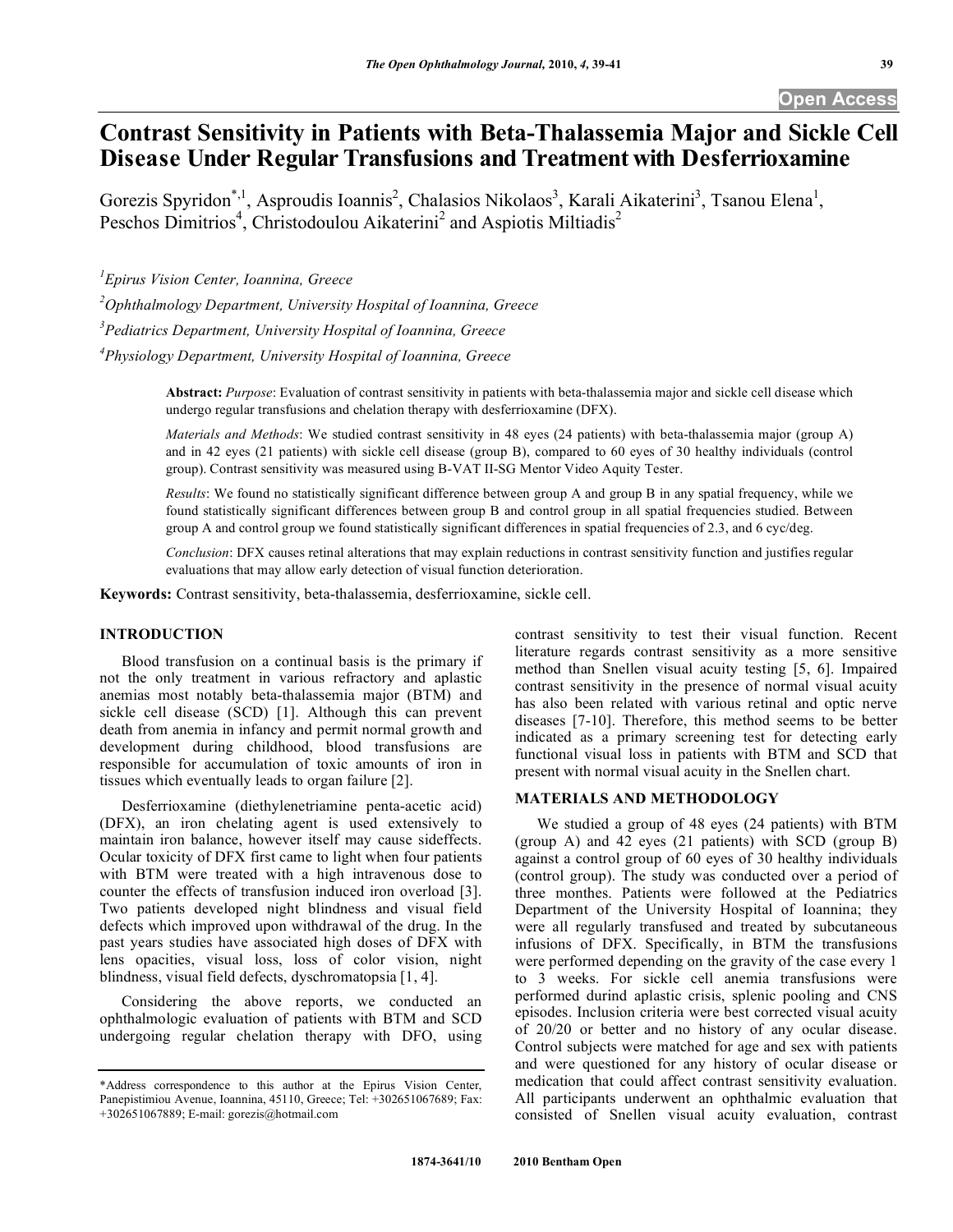Open Access

# Contrast Sensitivity in Patients with Beta-Thalassemia Major and Sickle Cell Disease Under Regular Transfusions and Treatment with Desferrioxamine

Gorezis Spyridon[*,1], Asproudis Ioannis[2], Chalasios Nikolaos[3], Karali Aikaterini[3], Tsanou Elena[1], Peschos Dimitrios[4], Christodoulou Aikaterini[2] and Aspiotis Miltiadis[2]

[1]*Epirus Vision Center, Ioannina, Greece*

[2]*Ophthalmology Department, University Hospital of Ioannina, Greece*

[3]*Pediatrics Department, University Hospital of Ioannina, Greece*

[4]*Physiology Department, University Hospital of Ioannina, Greece*

**Abstract:** *Purpose*: Evaluation of contrast sensitivity in patients with beta-thalassemia major and sickle cell disease which undergo regular transfusions and chelation therapy with desferrioxamine (DFX).

*Materials and Methods*: We studied contrast sensitivity in 48 eyes (24 patients) with beta-thalassemia major (group A) and in 42 eyes (21 patients) with sickle cell disease (group B), compared to 60 eyes of 30 healthy individuals (control group). Contrast sensitivity was measured using B-VAT II-SG Mentor Video Aquity Tester.

*Results*: We found no statistically significant difference between group A and group B in any spatial frequency, while we found statistically significant differences between group B and control group in all spatial frequencies studied. Between group A and control group we found statistically significant differences in spatial frequencies of 2.3, and 6 cyc/deg.

*Conclusion*: DFX causes retinal alterations that may explain reductions in contrast sensitivity function and justifies regular evaluations that may allow early detection of visual function deterioration.

**Keywords:** Contrast sensitivity, beta-thalassemia, desferrioxamine, sickle cell.

## INTRODUCTION

Blood transfusion on a continual basis is the primary if not the only treatment in various refractory and aplastic anemias most notably beta-thalassemia major (BTM) and sickle cell disease (SCD) [1]. Although this can prevent death from anemia in infancy and permit normal growth and development during childhood, blood transfusions are responsible for accumulation of toxic amounts of iron in tissues which eventually leads to organ failure [2].

Desferrioxamine (diethylenetriamine penta-acetic acid) (DFX), an iron chelating agent is used extensively to maintain iron balance, however itself may cause sideffects. Ocular toxicity of DFX first came to light when four patients with BTM were treated with a high intravenous dose to counter the effects of transfusion induced iron overload [3]. Two patients developed night blindness and visual field defects which improved upon withdrawal of the drug. In the past years studies have associated high doses of DFX with lens opacities, visual loss, loss of color vision, night blindness, visual field defects, dyschromatopsia [1, 4].

Considering the above reports, we conducted an ophthalmologic evaluation of patients with BTM and SCD undergoing regular chelation therapy with DFO, using contrast sensitivity to test their visual function. Recent literature regards contrast sensitivity as a more sensitive method than Snellen visual acuity testing [5, 6]. Impaired contrast sensitivity in the presence of normal visual acuity has also been related with various retinal and optic nerve diseases [7-10]. Therefore, this method seems to be better indicated as a primary screening test for detecting early functional visual loss in patients with BTM and SCD that present with normal visual acuity in the Snellen chart.

## MATERIALS AND METHODOLOGY

We studied a group of 48 eyes (24 patients) with BTM (group A) and 42 eyes (21 patients) with SCD (group B) against a control group of 60 eyes of 30 healthy individuals (control group). The study was conducted over a period of three monthes. Patients were followed at the Pediatrics Department of the University Hospital of Ioannina; they were all regularly transfused and treated by subcutaneous infusions of DFX. Specifically, in BTM the transfusions were performed depending on the gravity of the case every 1 to 3 weeks. For sickle cell anemia transfusions were performed durind aplastic crisis, splenic pooling and CNS episodes. Inclusion criteria were best corrected visual acuity of 20/20 or better and no history of any ocular disease. Control subjects were matched for age and sex with patients and were questioned for any history of ocular disease or medication that could affect contrast sensitivity evaluation. All participants underwent an ophthalmic evaluation that consisted of Snellen visual acuity evaluation, contrast

*Address correspondence to this author at the Epirus Vision Center, Panepistimiou Avenue, Ioannina, 45110, Greece; Tel: +302651067689; Fax: +302651067889; E-mail: gorezis@hotmail.com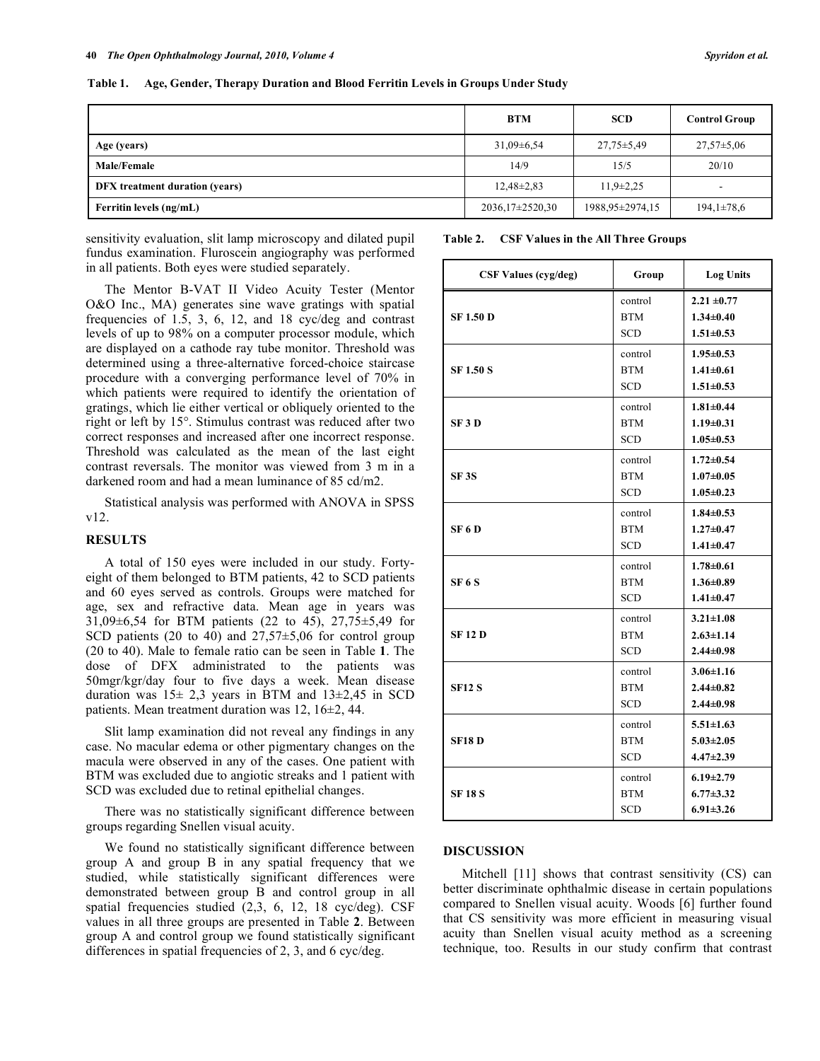**Table 1. Age, Gender, Therapy Duration and Blood Ferritin Levels in Groups Under Study**

| | BTM | SCD | Control Group |
|---|---|---|---|
| **Age (years)** | 31,09±6,54 | 27,75±5,49 | 27,57±5,06 |
| **Male/Female** | 14/9 | 15/5 | 20/10 |
| **DFX treatment duration (years)** | 12,48±2,83 | 11,9±2,25 | - |
| **Ferritin levels (ng/mL)** | 2036,17±2520,30 | 1988,95±2974,15 | 194,1±78,6 |

sensitivity evaluation, slit lamp microscopy and dilated pupil fundus examination. Fluroscein angiography was performed in all patients. Both eyes were studied separately.

The Mentor B-VAT II Video Acuity Tester (Mentor O&O Inc., MA) generates sine wave gratings with spatial frequencies of 1.5, 3, 6, 12, and 18 cyc/deg and contrast levels of up to 98% on a computer processor module, which are displayed on a cathode ray tube monitor. Threshold was determined using a three-alternative forced-choice staircase procedure with a converging performance level of 70% in which patients were required to identify the orientation of gratings, which lie either vertical or obliquely oriented to the right or left by 15°. Stimulus contrast was reduced after two correct responses and increased after one incorrect response. Threshold was calculated as the mean of the last eight contrast reversals. The monitor was viewed from 3 m in a darkened room and had a mean luminance of 85 cd/m2.

Statistical analysis was performed with ANOVA in SPSS v12.

## RESULTS

A total of 150 eyes were included in our study. Forty-eight of them belonged to BTM patients, 42 to SCD patients and 60 eyes served as controls. Groups were matched for age, sex and refractive data. Mean age in years was 31,09±6,54 for BTM patients (22 to 45), 27,75±5,49 for SCD patients (20 to 40) and 27,57±5,06 for control group (20 to 40). Male to female ratio can be seen in Table **1**. The dose of DFX administrated to the patients was 50mgr/kgr/day four to five days a week. Mean disease duration was 15± 2,3 years in BTM and 13±2,45 in SCD patients. Mean treatment duration was 12, 16±2, 44.

Slit lamp examination did not reveal any findings in any case. No macular edema or other pigmentary changes on the macula were observed in any of the cases. One patient with BTM was excluded due to angiotic streaks and 1 patient with SCD was excluded due to retinal epithelial changes.

There was no statistically significant difference between groups regarding Snellen visual acuity.

We found no statistically significant difference between group A and group B in any spatial frequency that we studied, while statistically significant differences were demonstrated between group B and control group in all spatial frequencies studied (2,3, 6, 12, 18 cyc/deg). CSF values in all three groups are presented in Table **2**. Between group A and control group we found statistically significant differences in spatial frequencies of 2, 3, and 6 cyc/deg.

**Table 2. CSF Values in the All Three Groups**

| CSF Values (cyg/deg) | Group | Log Units |
|---|---|---|
| **SF 1.50 D** | control | **2.21 ±0.77** |
| | BTM | **1.34±0.40** |
| | SCD | **1.51±0.53** |
| **SF 1.50 S** | control | **1.95±0.53** |
| | BTM | **1.41±0.61** |
| | SCD | **1.51±0.53** |
| **SF 3 D** | control | **1.81±0.44** |
| | BTM | **1.19±0.31** |
| | SCD | **1.05±0.53** |
| **SF 3S** | control | **1.72±0.54** |
| | BTM | **1.07±0.05** |
| | SCD | **1.05±0.23** |
| **SF 6 D** | control | **1.84±0.53** |
| | BTM | **1.27±0.47** |
| | SCD | **1.41±0.47** |
| **SF 6 S** | control | **1.78±0.61** |
| | BTM | **1.36±0.89** |
| | SCD | **1.41±0.47** |
| **SF 12 D** | control | **3.21±1.08** |
| | BTM | **2.63±1.14** |
| | SCD | **2.44±0.98** |
| **SF12 S** | control | **3.06±1.16** |
| | BTM | **2.44±0.82** |
| | SCD | **2.44±0.98** |
| **SF18 D** | control | **5.51±1.63** |
| | BTM | **5.03±2.05** |
| | SCD | **4.47±2.39** |
| **SF 18 S** | control | **6.19±2.79** |
| | BTM | **6.77±3.32** |
| | SCD | **6.91±3.26** |

## DISCUSSION

Mitchell [11] shows that contrast sensitivity (CS) can better discriminate ophthalmic disease in certain populations compared to Snellen visual acuity. Woods [6] further found that CS sensitivity was more efficient in measuring visual acuity than Snellen visual acuity method as a screening technique, too. Results in our study confirm that contrast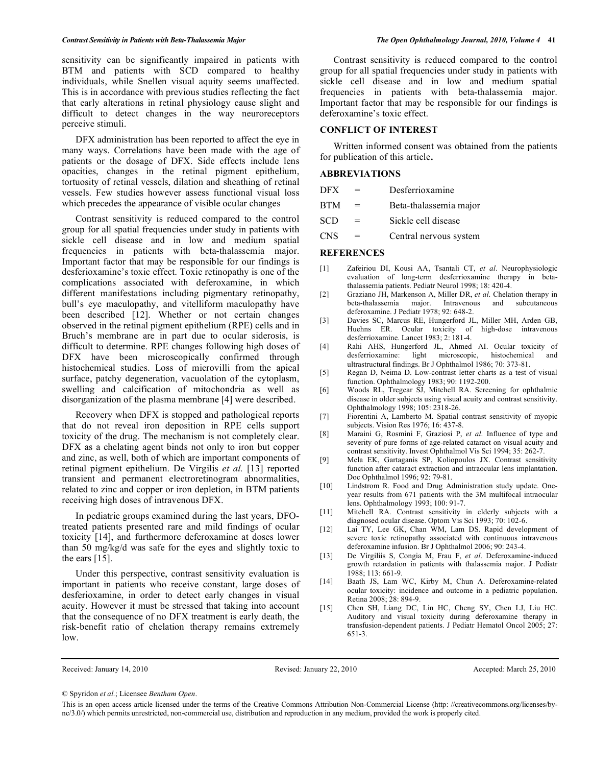sensitivity can be significantly impaired in patients with BTM and patients with SCD compared to healthy individuals, while Snellen visual aquity seems unaffected. This is in accordance with previous studies reflecting the fact that early alterations in retinal physiology cause slight and difficult to detect changes in the way neuroreceptors perceive stimuli.

DFX administration has been reported to affect the eye in many ways. Correlations have been made with the age of patients or the dosage of DFX. Side effects include lens opacities, changes in the retinal pigment epithelium, tortuosity of retinal vessels, dilation and sheathing of retinal vessels. Few studies however assess functional visual loss which precedes the appearance of visible ocular changes

Contrast sensitivity is reduced compared to the control group for all spatial frequencies under study in patients with sickle cell disease and in low and medium spatial frequencies in patients with beta-thalassemia major. Important factor that may be responsible for our findings is desferioxamine's toxic effect. Toxic retinopathy is one of the complications associated with deferoxamine, in which different manifestations including pigmentary retinopathy, bull's eye maculopathy, and vitelliform maculopathy have been described [12]. Whether or not certain changes observed in the retinal pigment epithelium (RPE) cells and in Bruch's membrane are in part due to ocular siderosis, is difficult to determine. RPE changes following high doses of DFX have been microscopically confirmed through histochemical studies. Loss of microvilli from the apical surface, patchy degeneration, vacuolation of the cytoplasm, swelling and calcification of mitochondria as well as disorganization of the plasma membrane [4] were described.

Recovery when DFX is stopped and pathological reports that do not reveal iron deposition in RPE cells support toxicity of the drug. The mechanism is not completely clear. DFX as a chelating agent binds not only to iron but copper and zinc, as well, both of which are important components of retinal pigment epithelium. De Virgilis *et al.* [13] reported transient and permanent electroretinogram abnormalities, related to zinc and copper or iron depletion, in BTM patients receiving high doses of intravenous DFX.

In pediatric groups examined during the last years, DFO-treated patients presented rare and mild findings of ocular toxicity [14], and furthermore deferoxamine at doses lower than 50 mg/kg/d was safe for the eyes and slightly toxic to the ears [15].

Under this perspective, contrast sensitivity evaluation is important in patients who receive constant, large doses of desferioxamine, in order to detect early changes in visual acuity. However it must be stressed that taking into account that the consequence of no DFX treatment is early death, the risk-benefit ratio of chelation therapy remains extremely low.

Contrast sensitivity is reduced compared to the control group for all spatial frequencies under study in patients with sickle cell disease and in low and medium spatial frequencies in patients with beta-thalassemia major. Important factor that may be responsible for our findings is deferoxamine's toxic effect.

## CONFLICT OF INTEREST

Written informed consent was obtained from the patients for publication of this article.

## ABBREVIATIONS

| | | |
|---|---|---|
| DFX | = | Desferrioxamine |
| BTM | = | Beta-thalassemia major |
| SCD | = | Sickle cell disease |
| CNS | = | Central nervous system |

## REFERENCES

[1] Zafeiriou DI, Kousi AA, Tsantali CT, *et al*. Neurophysiologic evaluation of long-term desferrioxamine therapy in beta-thalassemia patients. Pediatr Neurol 1998; 18: 420-4.

[2] Graziano JH, Markenson A, Miller DR, *et al.* Chelation therapy in beta-thalassemia major. Intravenous and subcutaneous deferoxamine. J Pediatr 1978; 92: 648-2.

[3] Davies SC, Marcus RE, Hungerford JL, Miller MH, Arden GB, Huehns ER. Ocular toxicity of high-dose intravenous desferrioxamine. Lancet 1983; 2: 181-4.

[4] Rahi AHS, Hungerford JL, Ahmed AI. Ocular toxicity of desferrioxamine: light microscopic, histochemical and ultrastructural findings. Br J Ophthalmol 1986; 70: 373-81.

[5] Regan D, Neima D. Low-contrast letter charts as a test of visual function. Ophthalmology 1983; 90: 1192-200.

[6] Woods RL, Tregear SJ, Mitchell RA. Screening for ophthalmic disease in older subjects using visual acuity and contrast sensitivity. Ophthalmology 1998; 105: 2318-26.

[7] Fiorentini A, Lamberto M. Spatial contrast sensitivity of myopic subjects. Vision Res 1976; 16: 437-8.

[8] Maraini G, Rosmini F, Graziosi P, *et al.* Influence of type and severity of pure forms of age-related cataract on visual acuity and contrast sensitivity. Invest Ophthalmol Vis Sci 1994; 35: 262-7.

[9] Mela EK, Gartaganis SP, Koliopoulos JX. Contrast sensitivity function after cataract extraction and intraocular lens implantation. Doc Ophthalmol 1996; 92: 79-81.

[10] Lindstrom R. Food and Drug Administration study update. One-year results from 671 patients with the 3M multifocal intraocular lens. Ophthalmology 1993; 100: 91-7.

[11] Mitchell RA. Contrast sensitivity in elderly subjects with a diagnosed ocular disease. Optom Vis Sci 1993; 70: 102-6.

[12] Lai TY, Lee GK, Chan WM, Lam DS. Rapid development of severe toxic retinopathy associated with continuous intravenous deferoxamine infusion. Br J Ophthalmol 2006; 90: 243-4.

[13] De Virgiliis S, Congia M, Frau F, *et al.* Deferoxamine-induced growth retardation in patients with thalassemia major. J Pediatr 1988; 113: 661-9.

[14] Baath JS, Lam WC, Kirby M, Chun A. Deferoxamine-related ocular toxicity: incidence and outcome in a pediatric population. Retina 2008; 28: 894-9.

[15] Chen SH, Liang DC, Lin HC, Cheng SY, Chen LJ, Liu HC. Auditory and visual toxicity during deferoxamine therapy in transfusion-dependent patients. J Pediatr Hematol Oncol 2005; 27: 651-3.

Received: January 14, 2010 Revised: January 22, 2010 Accepted: March 25, 2010

© Spyridon *et al.*; Licensee *Bentham Open*.

This is an open access article licensed under the terms of the Creative Commons Attribution Non-Commercial License (http: //creativecommons.org/licenses/by-nc/3.0/) which permits unrestricted, non-commercial use, distribution and reproduction in any medium, provided the work is properly cited.